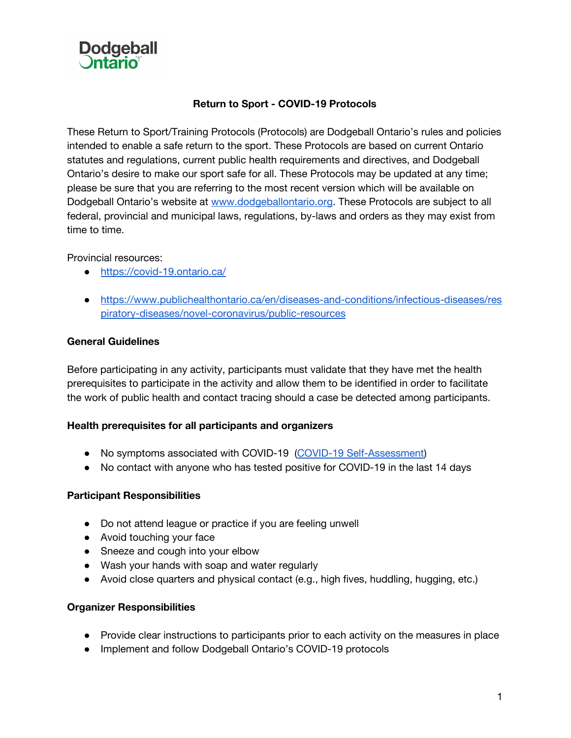# Return to Sport - COVID-19 Protocols

These Return to Sport/Training Protocols (Protocols) are Dodgeball Ontario's rules and policies intended to enable a safe return to the sport. These Protocols are based on current Ontario statutes and regulations, current public health requirements and directives, and Dodgeball Ontario's desire to make our sport safe for all. These Protocols may be updated at any time; please be sure that you are referring to the most recent version which will be available on Dodgeball Ontario's website at [www.dodgeballontario.org](http://www.dodgeballontario.org). These Protocols are subject to all federal, provincial and municipal laws, regulations, by-laws and orders as they may exist from time to time.

Provincial resources:

- https://covid-19.ontario.ca/
- https://www.publichealthontario.ca/en/diseases-and-conditions/infectious-diseases/respiratory-diseases/novel-coronavirus/public-resources

**General Guidelines**

Before participating in any activity, participants must validate that they have met the health prerequisites to participate in the activity and allow them to be identified in order to facilitate the work of public health and contact tracing should a case be detected among participants.

**Health prerequisites for all participants and organizers**

- No symptoms associated with COVID-19 (COVID-19 Self-Assessment)
- No contact with anyone who has tested positive for COVID-19 in the last 14 days

**Participant Responsibilities**

- Do not attend league or practice if you are feeling unwell
- Avoid touching your face
- Sneeze and cough into your elbow
- Wash your hands with soap and water regularly
- Avoid close quarters and physical contact (e.g., high fives, huddling, hugging, etc.)

**Organizer Responsibilities**

- Provide clear instructions to participants prior to each activity on the measures in place
- Implement and follow Dodgeball Ontario's COVID-19 protocols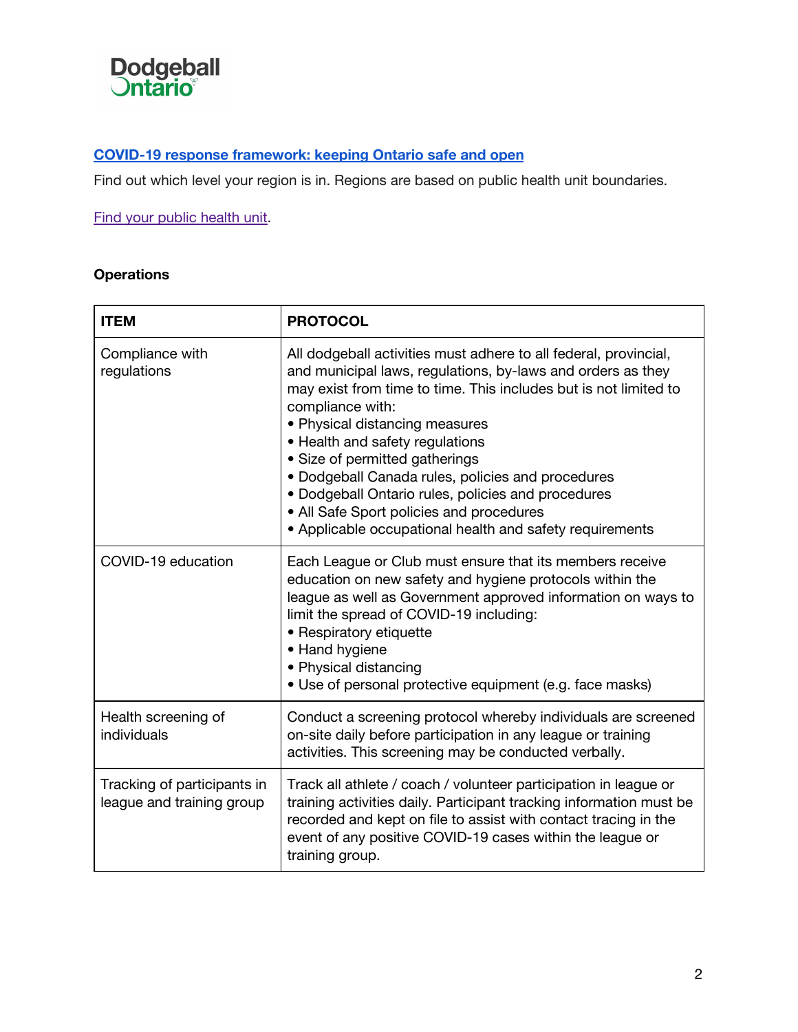Dodgeball Ontario

[COVID-19 response framework: keeping Ontario safe and open](#)

Find out which level your region is in. Regions are based on public health unit boundaries.

[Find your public health unit](#).

**Operations**

| ITEM | PROTOCOL |
|---|---|
| Compliance with regulations | All dodgeball activities must adhere to all federal, provincial, and municipal laws, regulations, by-laws and orders as they may exist from time to time. This includes but is not limited to compliance with:<br>• Physical distancing measures<br>• Health and safety regulations<br>• Size of permitted gatherings<br>• Dodgeball Canada rules, policies and procedures<br>• Dodgeball Ontario rules, policies and procedures<br>• All Safe Sport policies and procedures<br>• Applicable occupational health and safety requirements |
| COVID-19 education | Each League or Club must ensure that its members receive education on new safety and hygiene protocols within the league as well as Government approved information on ways to limit the spread of COVID-19 including:<br>• Respiratory etiquette<br>• Hand hygiene<br>• Physical distancing<br>• Use of personal protective equipment (e.g. face masks) |
| Health screening of individuals | Conduct a screening protocol whereby individuals are screened on-site daily before participation in any league or training activities. This screening may be conducted verbally. |
| Tracking of participants in league and training group | Track all athlete / coach / volunteer participation in league or training activities daily. Participant tracking information must be recorded and kept on file to assist with contact tracing in the event of any positive COVID-19 cases within the league or training group. |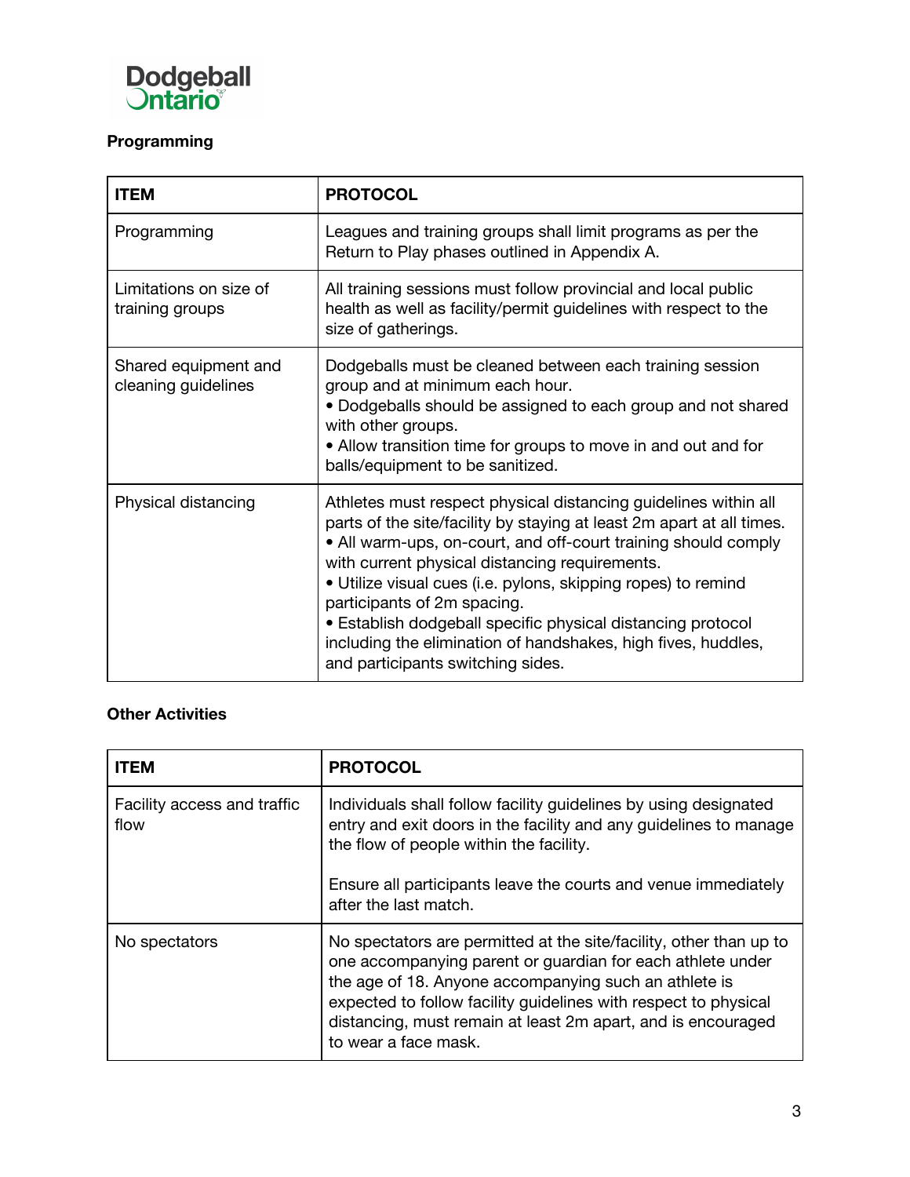Dodgeball Ontario

**Programming**

| ITEM | PROTOCOL |
|---|---|
| Programming | Leagues and training groups shall limit programs as per the Return to Play phases outlined in Appendix A. |
| Limitations on size of training groups | All training sessions must follow provincial and local public health as well as facility/permit guidelines with respect to the size of gatherings. |
| Shared equipment and cleaning guidelines | Dodgeballs must be cleaned between each training session group and at minimum each hour.<br>• Dodgeballs should be assigned to each group and not shared with other groups.<br>• Allow transition time for groups to move in and out and for balls/equipment to be sanitized. |
| Physical distancing | Athletes must respect physical distancing guidelines within all parts of the site/facility by staying at least 2m apart at all times.<br>• All warm-ups, on-court, and off-court training should comply with current physical distancing requirements.<br>• Utilize visual cues (i.e. pylons, skipping ropes) to remind participants of 2m spacing.<br>• Establish dodgeball specific physical distancing protocol including the elimination of handshakes, high fives, huddles, and participants switching sides. |

**Other Activities**

| ITEM | PROTOCOL |
|---|---|
| Facility access and traffic flow | Individuals shall follow facility guidelines by using designated entry and exit doors in the facility and any guidelines to manage the flow of people within the facility.<br><br>Ensure all participants leave the courts and venue immediately after the last match. |
| No spectators | No spectators are permitted at the site/facility, other than up to one accompanying parent or guardian for each athlete under the age of 18. Anyone accompanying such an athlete is expected to follow facility guidelines with respect to physical distancing, must remain at least 2m apart, and is encouraged to wear a face mask. |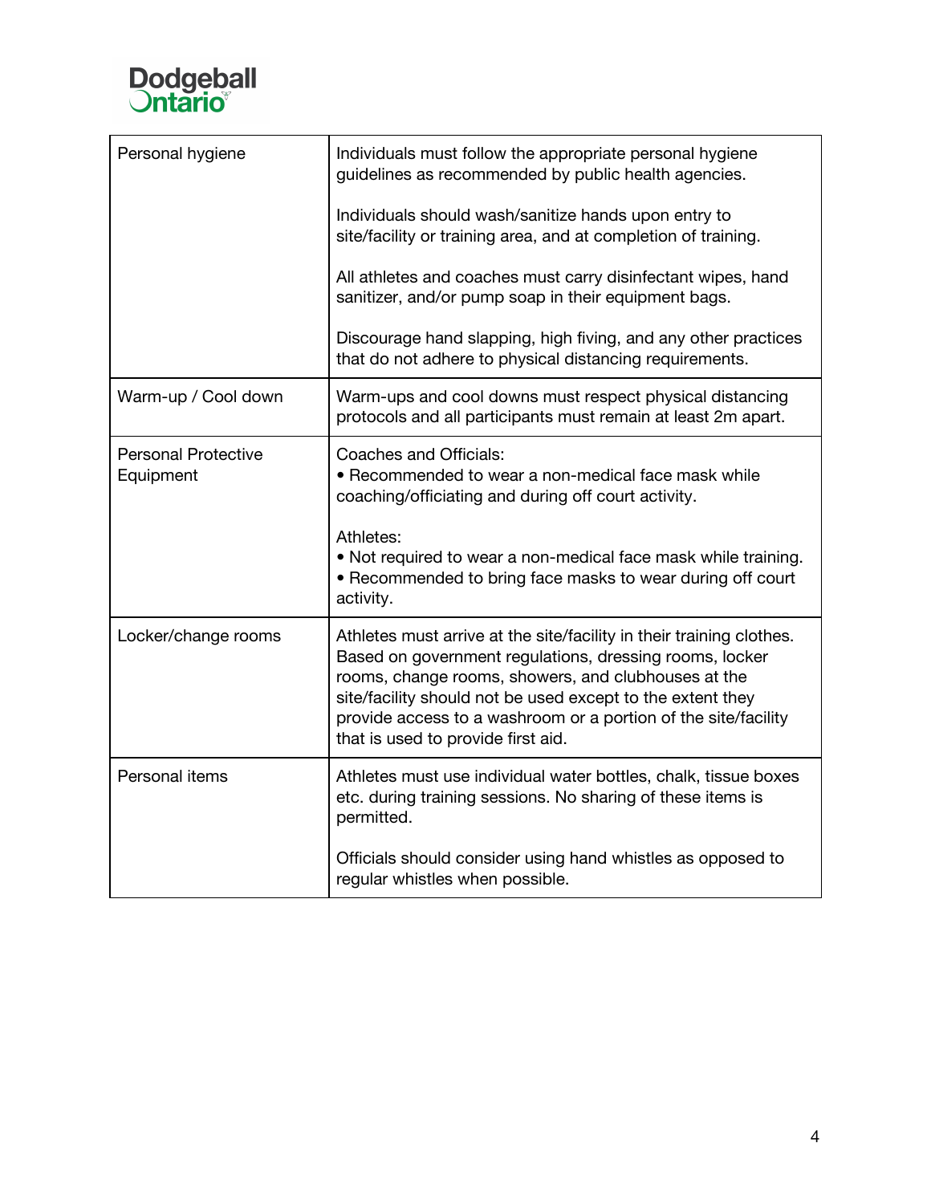| | |
|---|---|
| Personal hygiene | Individuals must follow the appropriate personal hygiene guidelines as recommended by public health agencies.<br><br>Individuals should wash/sanitize hands upon entry to site/facility or training area, and at completion of training.<br><br>All athletes and coaches must carry disinfectant wipes, hand sanitizer, and/or pump soap in their equipment bags.<br><br>Discourage hand slapping, high fiving, and any other practices that do not adhere to physical distancing requirements. |
| Warm-up / Cool down | Warm-ups and cool downs must respect physical distancing protocols and all participants must remain at least 2m apart. |
| Personal Protective Equipment | Coaches and Officials:<br>• Recommended to wear a non-medical face mask while coaching/officiating and during off court activity.<br><br>Athletes:<br>• Not required to wear a non-medical face mask while training.<br>• Recommended to bring face masks to wear during off court activity. |
| Locker/change rooms | Athletes must arrive at the site/facility in their training clothes. Based on government regulations, dressing rooms, locker rooms, change rooms, showers, and clubhouses at the site/facility should not be used except to the extent they provide access to a washroom or a portion of the site/facility that is used to provide first aid. |
| Personal items | Athletes must use individual water bottles, chalk, tissue boxes etc. during training sessions. No sharing of these items is permitted.<br><br>Officials should consider using hand whistles as opposed to regular whistles when possible. |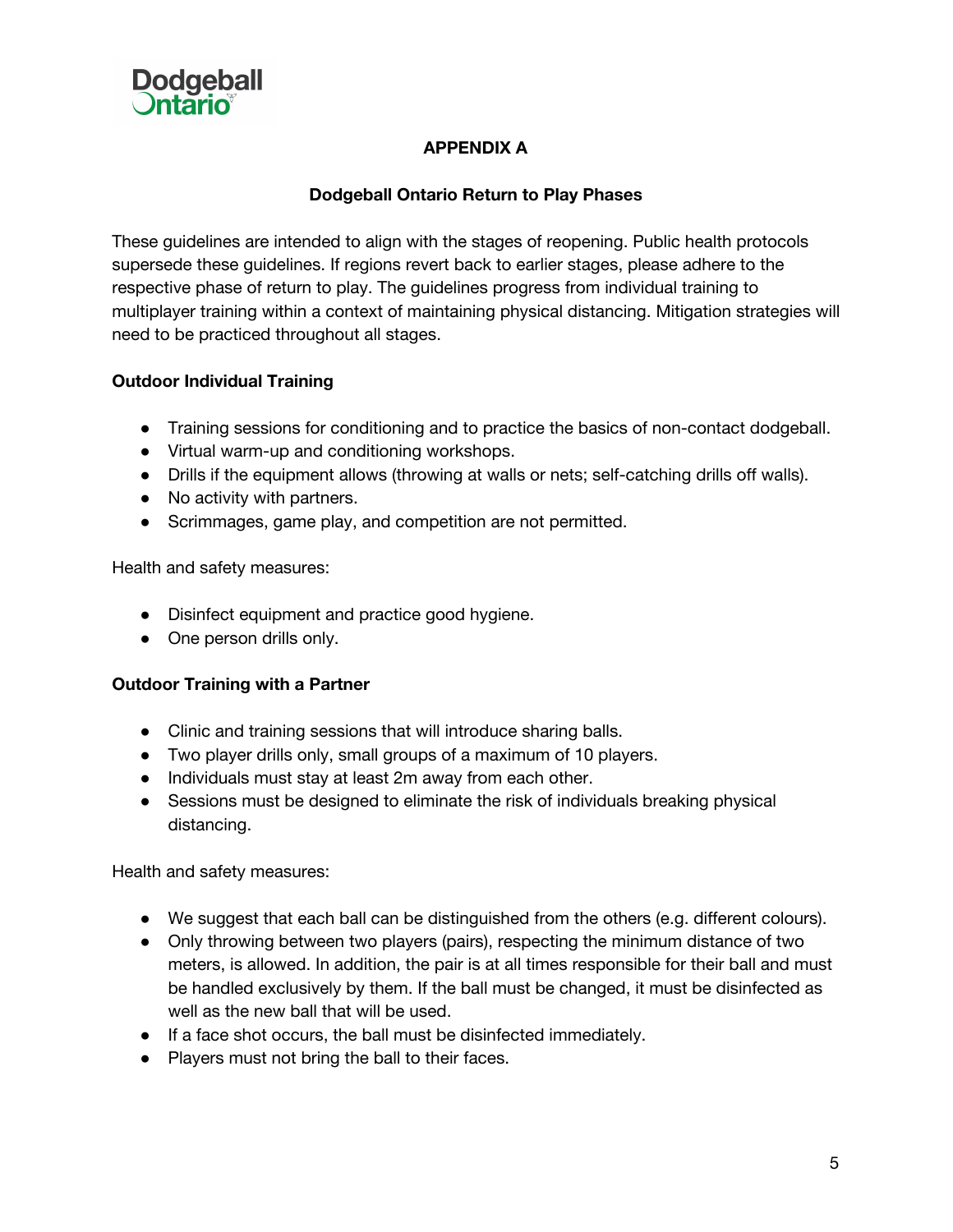# APPENDIX A

## Dodgeball Ontario Return to Play Phases

These guidelines are intended to align with the stages of reopening. Public health protocols supersede these guidelines. If regions revert back to earlier stages, please adhere to the respective phase of return to play. The guidelines progress from individual training to multiplayer training within a context of maintaining physical distancing. Mitigation strategies will need to be practiced throughout all stages.

### Outdoor Individual Training

- Training sessions for conditioning and to practice the basics of non-contact dodgeball.
- Virtual warm-up and conditioning workshops.
- Drills if the equipment allows (throwing at walls or nets; self-catching drills off walls).
- No activity with partners.
- Scrimmages, game play, and competition are not permitted.

Health and safety measures:

- Disinfect equipment and practice good hygiene.
- One person drills only.

### Outdoor Training with a Partner

- Clinic and training sessions that will introduce sharing balls.
- Two player drills only, small groups of a maximum of 10 players.
- Individuals must stay at least 2m away from each other.
- Sessions must be designed to eliminate the risk of individuals breaking physical distancing.

Health and safety measures:

- We suggest that each ball can be distinguished from the others (e.g. different colours).
- Only throwing between two players (pairs), respecting the minimum distance of two meters, is allowed. In addition, the pair is at all times responsible for their ball and must be handled exclusively by them. If the ball must be changed, it must be disinfected as well as the new ball that will be used.
- If a face shot occurs, the ball must be disinfected immediately.
- Players must not bring the ball to their faces.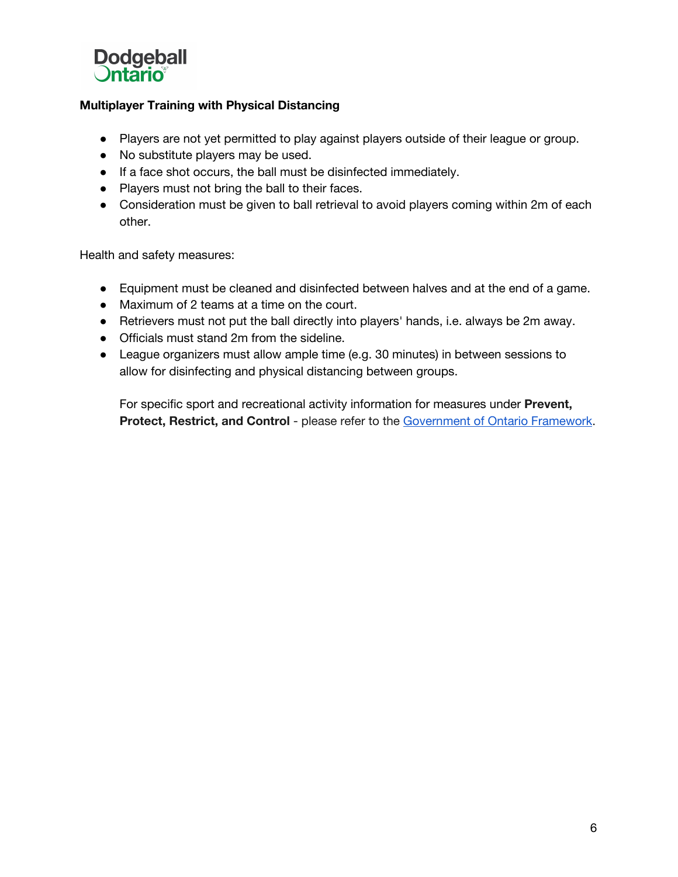**Multiplayer Training with Physical Distancing**

- Players are not yet permitted to play against players outside of their league or group.
- No substitute players may be used.
- If a face shot occurs, the ball must be disinfected immediately.
- Players must not bring the ball to their faces.
- Consideration must be given to ball retrieval to avoid players coming within 2m of each other.

Health and safety measures:

- Equipment must be cleaned and disinfected between halves and at the end of a game.
- Maximum of 2 teams at a time on the court.
- Retrievers must not put the ball directly into players' hands, i.e. always be 2m away.
- Officials must stand 2m from the sideline.
- League organizers must allow ample time (e.g. 30 minutes) in between sessions to allow for disinfecting and physical distancing between groups.

  For specific sport and recreational activity information for measures under **Prevent, Protect, Restrict, and Control** - please refer to the Government of Ontario Framework.